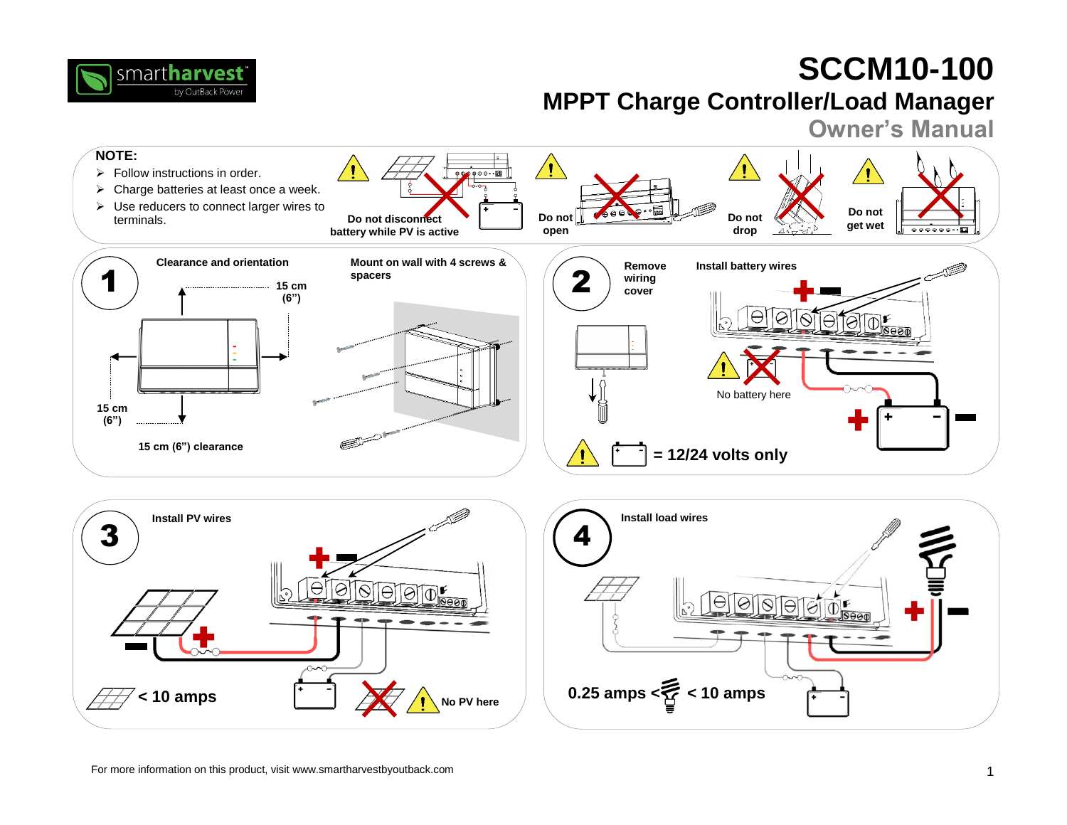smartharvest by OutBack Power

# SCCM10-100

## MPPT Charge Controller/Load Manager

### Owner's Manual

**NOTE:**

- Follow instructions in order.
- Charge batteries at least once a week.
- Use reducers to connect larger wires to terminals.

**Do not disconnect battery while PV is active**

**Do not open**

**Do not drop**

**Do not get wet**

**1**

**Clearance and orientation**

15 cm (6")

15 cm (6")

**15 cm (6") clearance**

**Mount on wall with 4 screws & spacers**

**2**

**Remove wiring cover**

**Install battery wires**

No battery here

**= 12/24 volts only**

**3**

**Install PV wires**

**< 10 amps**

**No PV here**

**4**

**Install load wires**

**0.25 amps < < 10 amps**

For more information on this product, visit www.smartharvestbyoutback.com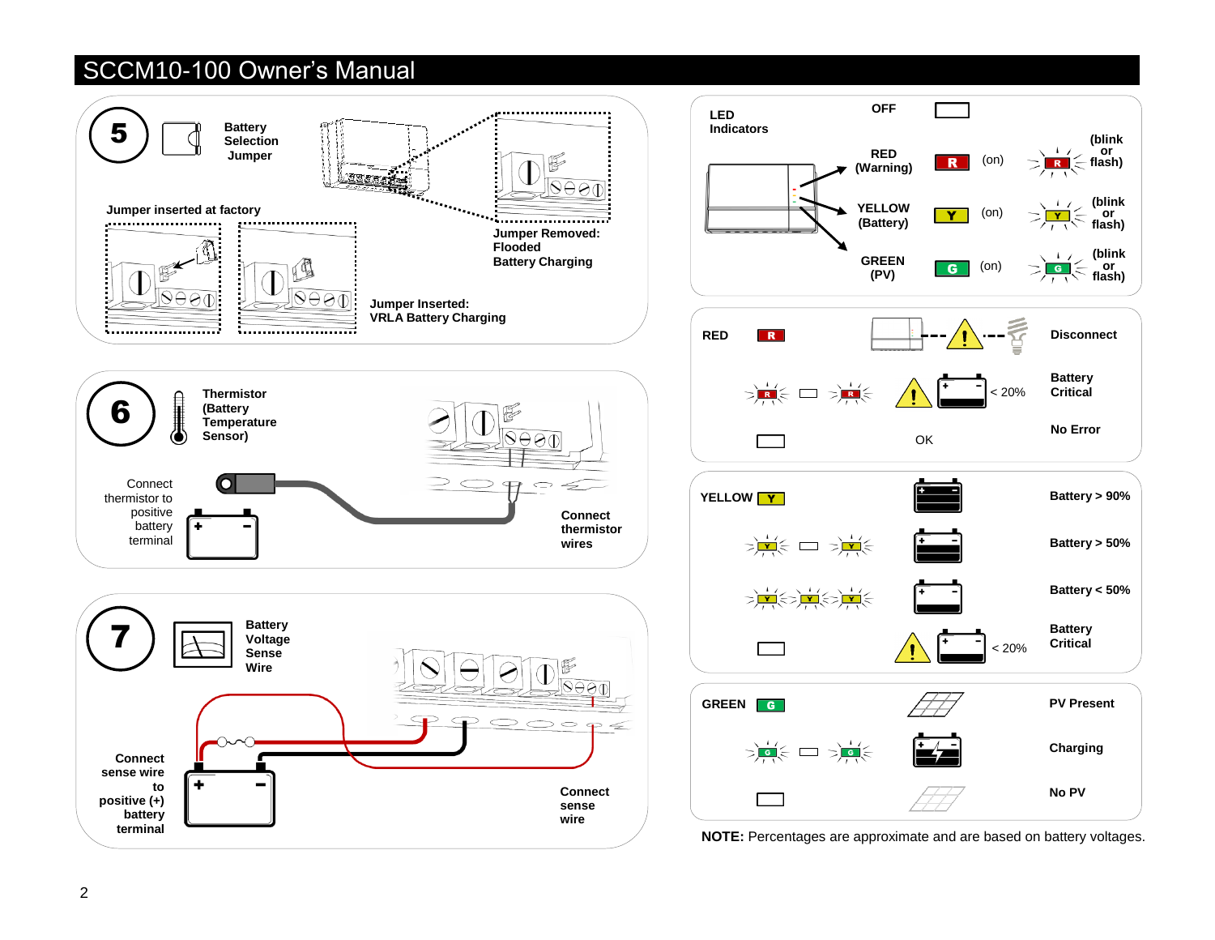# SCCM10-100 Owner's Manual

## 5 Battery Selection Jumper

Jumper inserted at factory

Jumper Removed: Flooded Battery Charging

Jumper Inserted: VRLA Battery Charging

## 6 Thermistor (Battery Temperature Sensor)

Connect thermistor to positive battery terminal

Connect thermistor wires

## 7 Battery Voltage Sense Wire

Connect sense wire to positive (+) battery terminal

Connect sense wire

## LED Indicators

OFF

RED (Warning) — R (on) — (blink or flash)

YELLOW (Battery) — Y (on) — (blink or flash)

GREEN (PV) — G (on) — (blink or flash)

### RED

| | | |
|---|---|---|
| R (on) | | Disconnect |
| R blink | < 20% | Battery Critical |
| Off | OK | No Error |

### YELLOW

| | | |
|---|---|---|
| Y (on) | | Battery > 90% |
| Y blink | | Battery > 50% |
| Y flash | | Battery < 50% |
| Off | < 20% | Battery Critical |

### GREEN

| | |
|---|---|
| G (on) | PV Present |
| G blink | Charging |
| Off | No PV |

**NOTE:** Percentages are approximate and are based on battery voltages.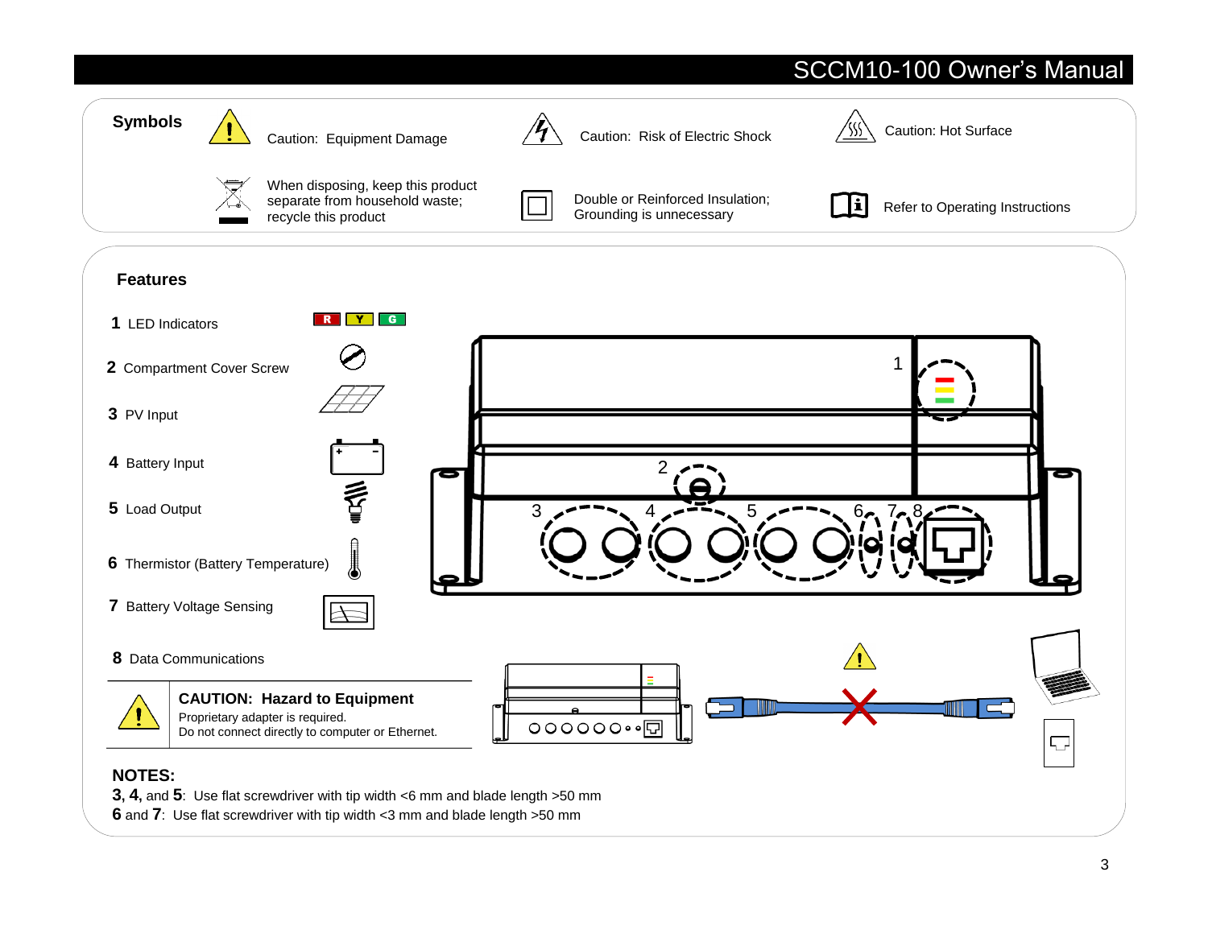## Symbols

Caution: Equipment Damage

Caution: Risk of Electric Shock

Caution: Hot Surface

When disposing, keep this product separate from household waste; recycle this product

Double or Reinforced Insulation; Grounding is unnecessary

Refer to Operating Instructions

## Features

**1** LED Indicators

R Y G

**2** Compartment Cover Screw

**3** PV Input

**4** Battery Input

**5** Load Output

**6** Thermistor (Battery Temperature)

**7** Battery Voltage Sensing

**8** Data Communications

1

2

3 4 5 6 7 8

**CAUTION: Hazard to Equipment**
Proprietary adapter is required.
Do not connect directly to computer or Ethernet.

**NOTES:**

**3**, **4**, and **5**: Use flat screwdriver with tip width <6 mm and blade length >50 mm

**6** and **7**: Use flat screwdriver with tip width <3 mm and blade length >50 mm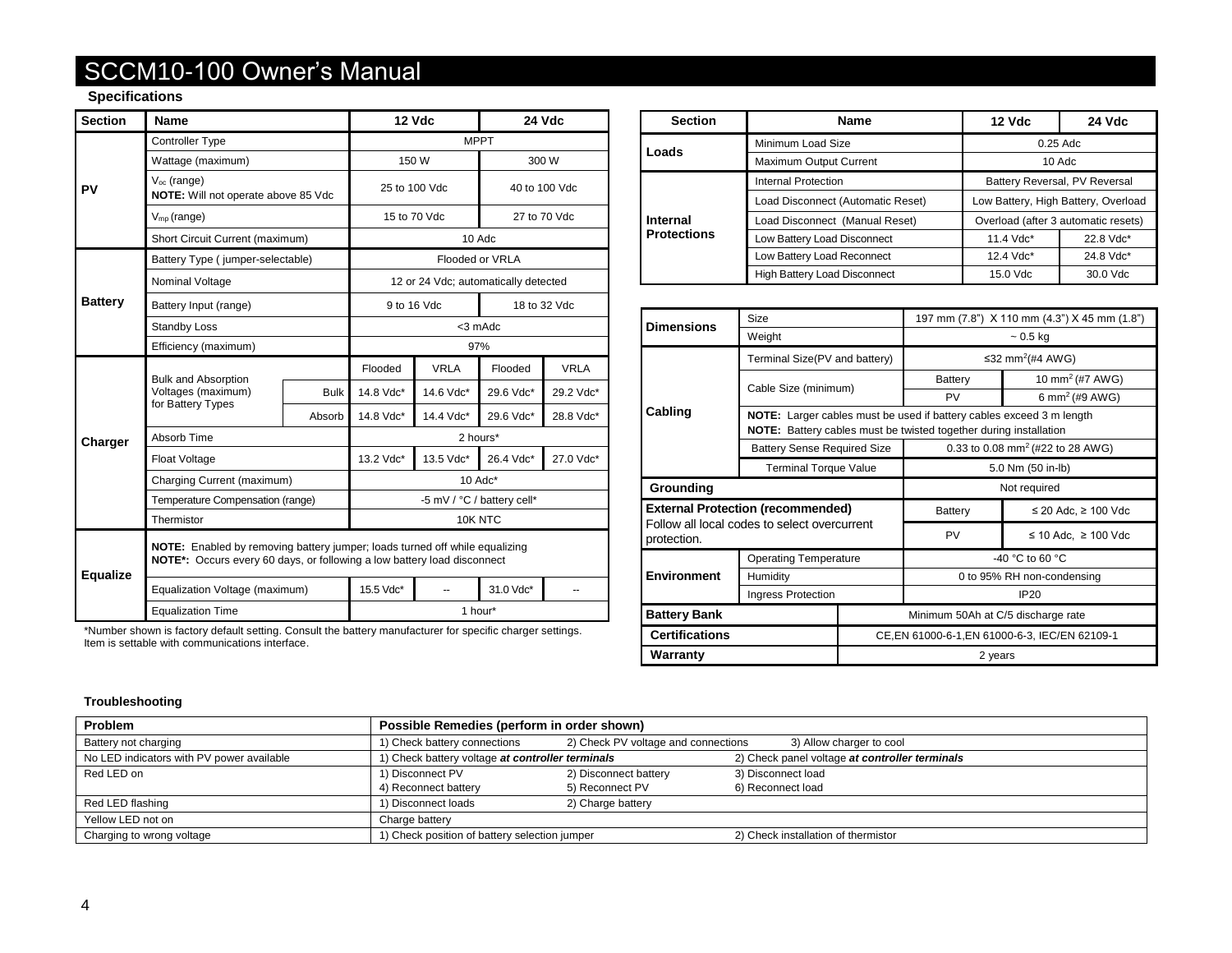# SCCM10-100 Owner's Manual

## Specifications

| Section | Name | | 12 Vdc | | 24 Vdc | |
|---|---|---|---|---|---|---|
| PV | Controller Type | | MPPT | | | |
| | Wattage (maximum) | | 150 W | | 300 W | |
| | $V_{oc}$ (range) **NOTE:** Will not operate above 85 Vdc | | 25 to 100 Vdc | | 40 to 100 Vdc | |
| | $V_{mp}$ (range) | | 15 to 70 Vdc | | 27 to 70 Vdc | |
| | Short Circuit Current (maximum) | | 10 Adc | | | |
| Battery | Battery Type ( jumper-selectable) | | Flooded or VRLA | | | |
| | Nominal Voltage | | 12 or 24 Vdc; automatically detected | | | |
| | Battery Input (range) | | 9 to 16 Vdc | | 18 to 32 Vdc | |
| | Standby Loss | | <3 mAdc | | | |
| | Efficiency (maximum) | | 97% | | | |
| Charger | Bulk and Absorption Voltages (maximum) for Battery Types | | Flooded | VRLA | Flooded | VRLA |
| | | Bulk | 14.8 Vdc* | 14.6 Vdc* | 29.6 Vdc* | 29.2 Vdc* |
| | | Absorb | 14.8 Vdc* | 14.4 Vdc* | 29.6 Vdc* | 28.8 Vdc* |
| | Absorb Time | | 2 hours* | | | |
| | Float Voltage | | 13.2 Vdc* | 13.5 Vdc* | 26.4 Vdc* | 27.0 Vdc* |
| | Charging Current (maximum) | | 10 Adc* | | | |
| | Temperature Compensation (range) | | -5 mV / °C / battery cell* | | | |
| | Thermistor | | 10K NTC | | | |
| Equalize | **NOTE:** Enabled by removing battery jumper; loads turned off while equalizing **NOTE*:** Occurs every 60 days, or following a low battery load disconnect | | | | | |
| | Equalization Voltage (maximum) | | 15.5 Vdc* | -- | 31.0 Vdc* | -- |
| | Equalization Time | | 1 hour* | | | |

*Number shown is factory default setting. Consult the battery manufacturer for specific charger settings. Item is settable with communications interface.

| Section | Name | 12 Vdc | 24 Vdc |
|---|---|---|---|
| Loads | Minimum Load Size | 0.25 Adc | |
| | Maximum Output Current | 10 Adc | |
| Internal Protections | Internal Protection | Battery Reversal, PV Reversal | |
| | Load Disconnect (Automatic Reset) | Low Battery, High Battery, Overload | |
| | Load Disconnect (Manual Reset) | Overload (after 3 automatic resets) | |
| | Low Battery Load Disconnect | 11.4 Vdc* | 22.8 Vdc* |
| | Low Battery Load Reconnect | 12.4 Vdc* | 24.8 Vdc* |
| | High Battery Load Disconnect | 15.0 Vdc | 30.0 Vdc |

| | | | |
|---|---|---|---|
| Dimensions | Size | 197 mm (7.8") X 110 mm (4.3") X 45 mm (1.8") | |
| | Weight | ~ 0.5 kg | |
| Cabling | Terminal Size(PV and battery) | ≤32 $mm^2$(#4 AWG) | |
| | Cable Size (minimum) | Battery | 10 $mm^2$ (#7 AWG) |
| | | PV | 6 $mm^2$ (#9 AWG) |
| | **NOTE:** Larger cables must be used if battery cables exceed 3 m length **NOTE:** Battery cables must be twisted together during installation | | |
| | Battery Sense Required Size | 0.33 to 0.08 $mm^2$ (#22 to 28 AWG) | |
| | Terminal Torque Value | 5.0 Nm (50 in-lb) | |
| Grounding | | Not required | |
| **External Protection (recommended)** Follow all local codes to select overcurrent protection. | | Battery | ≤ 20 Adc, ≥ 100 Vdc |
| | | PV | ≤ 10 Adc, ≥ 100 Vdc |
| Environment | Operating Temperature | -40 °C to 60 °C | |
| | Humidity | 0 to 95% RH non-condensing | |
| | Ingress Protection | IP20 | |
| Battery Bank | | Minimum 50Ah at C/5 discharge rate | |
| Certifications | | CE,EN 61000-6-1,EN 61000-6-3, IEC/EN 62109-1 | |
| Warranty | | 2 years | |

## Troubleshooting

| Problem | Possible Remedies (perform in order shown) | | |
|---|---|---|---|
| Battery not charging | 1) Check battery connections | 2) Check PV voltage and connections | 3) Allow charger to cool |
| No LED indicators with PV power available | 1) Check battery voltage ***at controller terminals*** | | 2) Check panel voltage ***at controller terminals*** |
| Red LED on | 1) Disconnect PV 4) Reconnect battery | 2) Disconnect battery 5) Reconnect PV | 3) Disconnect load 6) Reconnect load |
| Red LED flashing | 1) Disconnect loads | 2) Charge battery | |
| Yellow LED not on | Charge battery | | |
| Charging to wrong voltage | 1) Check position of battery selection jumper | | 2) Check installation of thermistor |